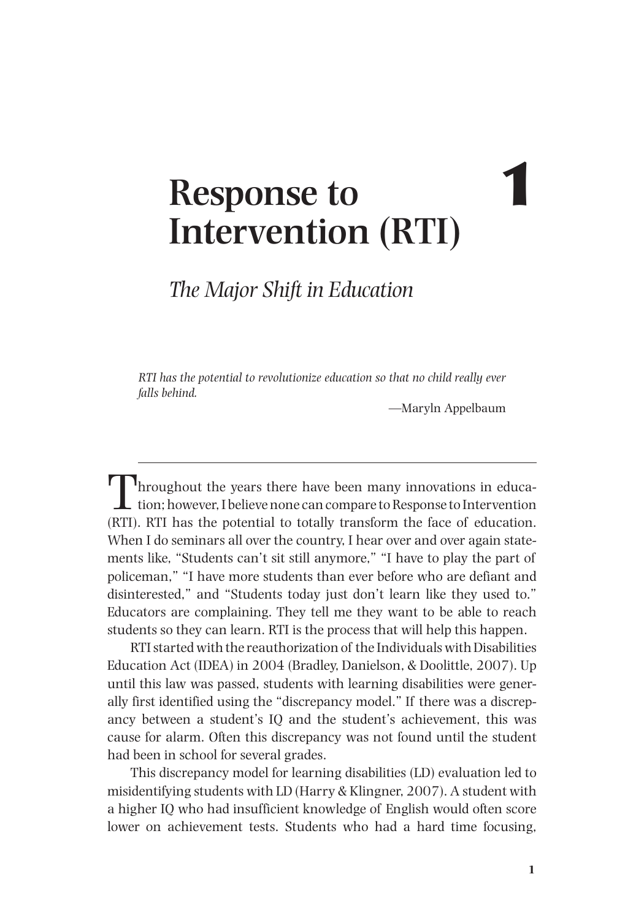# 1 Response to Intervention (RTI)

## *The Major Shift in Education*

*RTI has the potential to revolutionize education so that no child really ever falls behind.*

—Maryln Appelbaum

---

Throughout the years there have been many innovations in education; however, I believe none can compare to Response to Intervention (RTI). RTI has the potential to totally transform the face of education. When I do seminars all over the country, I hear over and over again statements like, "Students can't sit still anymore," "I have to play the part of policeman," "I have more students than ever before who are defiant and disinterested," and "Students today just don't learn like they used to." Educators are complaining. They tell me they want to be able to reach students so they can learn. RTI is the process that will help this happen.

RTI started with the reauthorization of the Individuals with Disabilities Education Act (IDEA) in 2004 (Bradley, Danielson, & Doolittle, 2007). Up until this law was passed, students with learning disabilities were generally first identified using the "discrepancy model." If there was a discrepancy between a student's IQ and the student's achievement, this was cause for alarm. Often this discrepancy was not found until the student had been in school for several grades.

This discrepancy model for learning disabilities (LD) evaluation led to misidentifying students with LD (Harry & Klingner, 2007). A student with a higher IQ who had insufficient knowledge of English would often score lower on achievement tests. Students who had a hard time focusing,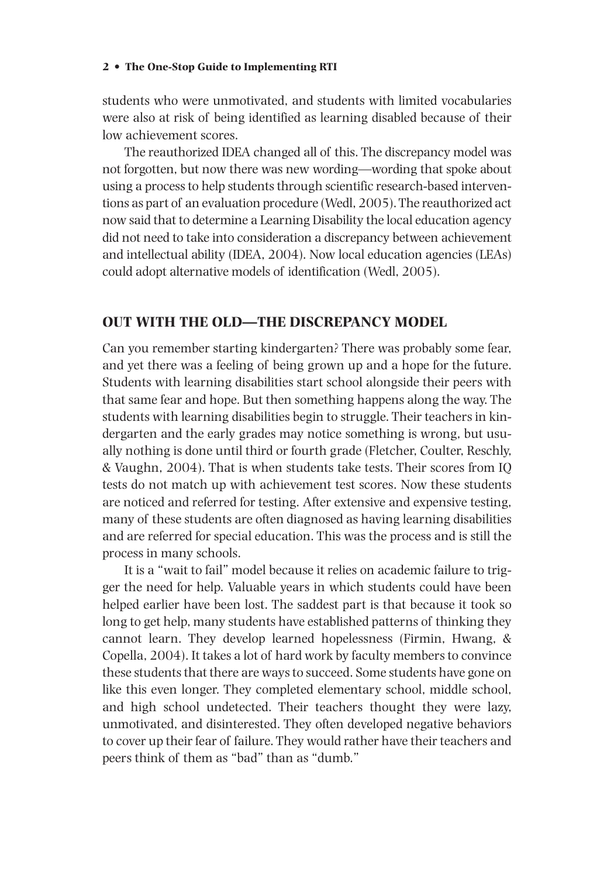students who were unmotivated, and students with limited vocabularies were also at risk of being identified as learning disabled because of their low achievement scores.

The reauthorized IDEA changed all of this. The discrepancy model was not forgotten, but now there was new wording—wording that spoke about using a process to help students through scientific research-based interventions as part of an evaluation procedure (Wedl, 2005). The reauthorized act now said that to determine a Learning Disability the local education agency did not need to take into consideration a discrepancy between achievement and intellectual ability (IDEA, 2004). Now local education agencies (LEAs) could adopt alternative models of identification (Wedl, 2005).

## OUT WITH THE OLD—THE DISCREPANCY MODEL

Can you remember starting kindergarten? There was probably some fear, and yet there was a feeling of being grown up and a hope for the future. Students with learning disabilities start school alongside their peers with that same fear and hope. But then something happens along the way. The students with learning disabilities begin to struggle. Their teachers in kindergarten and the early grades may notice something is wrong, but usually nothing is done until third or fourth grade (Fletcher, Coulter, Reschly, & Vaughn, 2004). That is when students take tests. Their scores from IQ tests do not match up with achievement test scores. Now these students are noticed and referred for testing. After extensive and expensive testing, many of these students are often diagnosed as having learning disabilities and are referred for special education. This was the process and is still the process in many schools.

It is a "wait to fail" model because it relies on academic failure to trigger the need for help. Valuable years in which students could have been helped earlier have been lost. The saddest part is that because it took so long to get help, many students have established patterns of thinking they cannot learn. They develop learned hopelessness (Firmin, Hwang, & Copella, 2004). It takes a lot of hard work by faculty members to convince these students that there are ways to succeed. Some students have gone on like this even longer. They completed elementary school, middle school, and high school undetected. Their teachers thought they were lazy, unmotivated, and disinterested. They often developed negative behaviors to cover up their fear of failure. They would rather have their teachers and peers think of them as "bad" than as "dumb."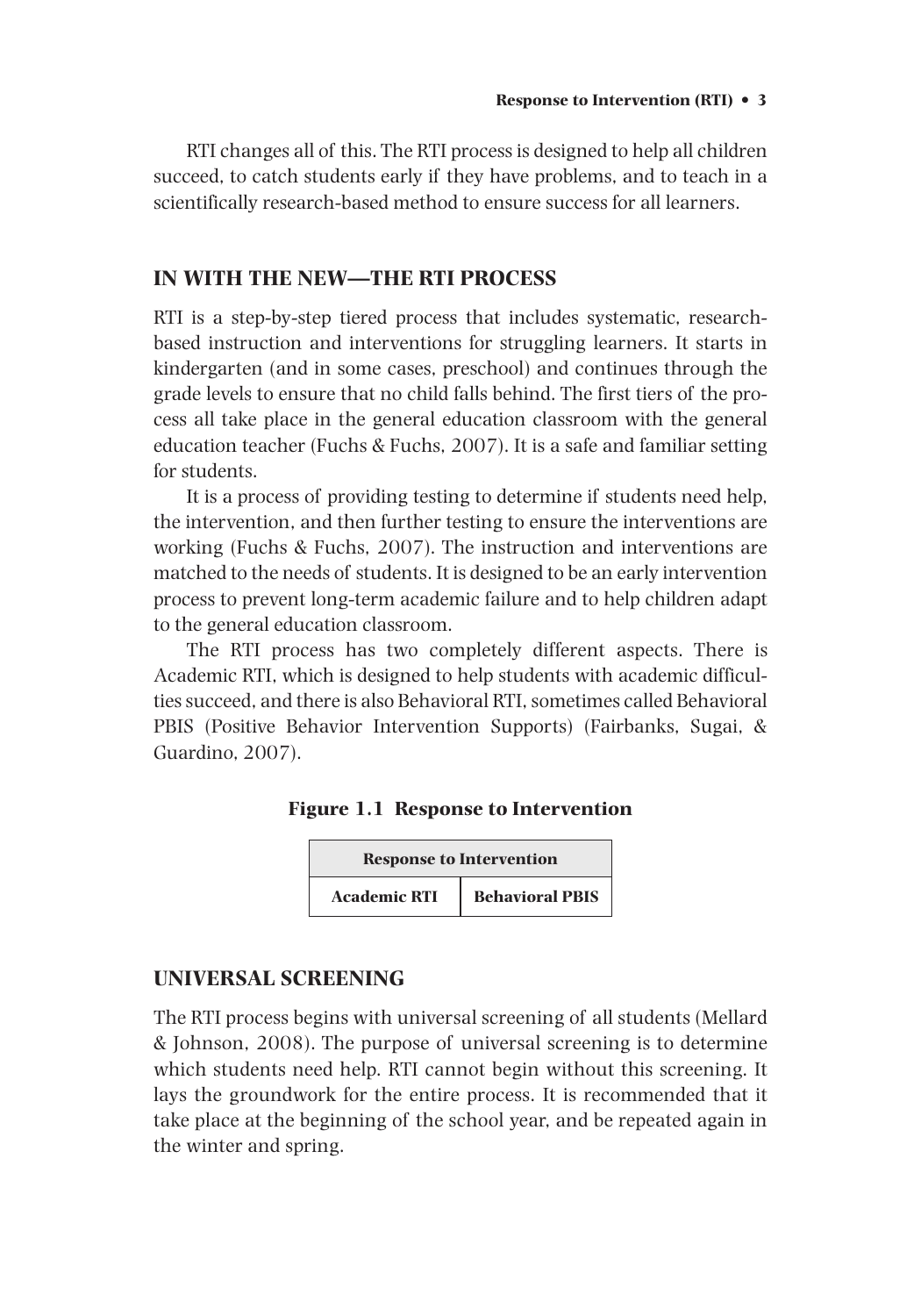RTI changes all of this. The RTI process is designed to help all children succeed, to catch students early if they have problems, and to teach in a scientifically research-based method to ensure success for all learners.

## IN WITH THE NEW—THE RTI PROCESS

RTI is a step-by-step tiered process that includes systematic, research-based instruction and interventions for struggling learners. It starts in kindergarten (and in some cases, preschool) and continues through the grade levels to ensure that no child falls behind. The first tiers of the process all take place in the general education classroom with the general education teacher (Fuchs & Fuchs, 2007). It is a safe and familiar setting for students.

It is a process of providing testing to determine if students need help, the intervention, and then further testing to ensure the interventions are working (Fuchs & Fuchs, 2007). The instruction and interventions are matched to the needs of students. It is designed to be an early intervention process to prevent long-term academic failure and to help children adapt to the general education classroom.

The RTI process has two completely different aspects. There is Academic RTI, which is designed to help students with academic difficulties succeed, and there is also Behavioral RTI, sometimes called Behavioral PBIS (Positive Behavior Intervention Supports) (Fairbanks, Sugai, & Guardino, 2007).

**Figure 1.1 Response to Intervention**

| Response to Intervention | |
|---|---|
| **Academic RTI** | **Behavioral PBIS** |

## UNIVERSAL SCREENING

The RTI process begins with universal screening of all students (Mellard & Johnson, 2008). The purpose of universal screening is to determine which students need help. RTI cannot begin without this screening. It lays the groundwork for the entire process. It is recommended that it take place at the beginning of the school year, and be repeated again in the winter and spring.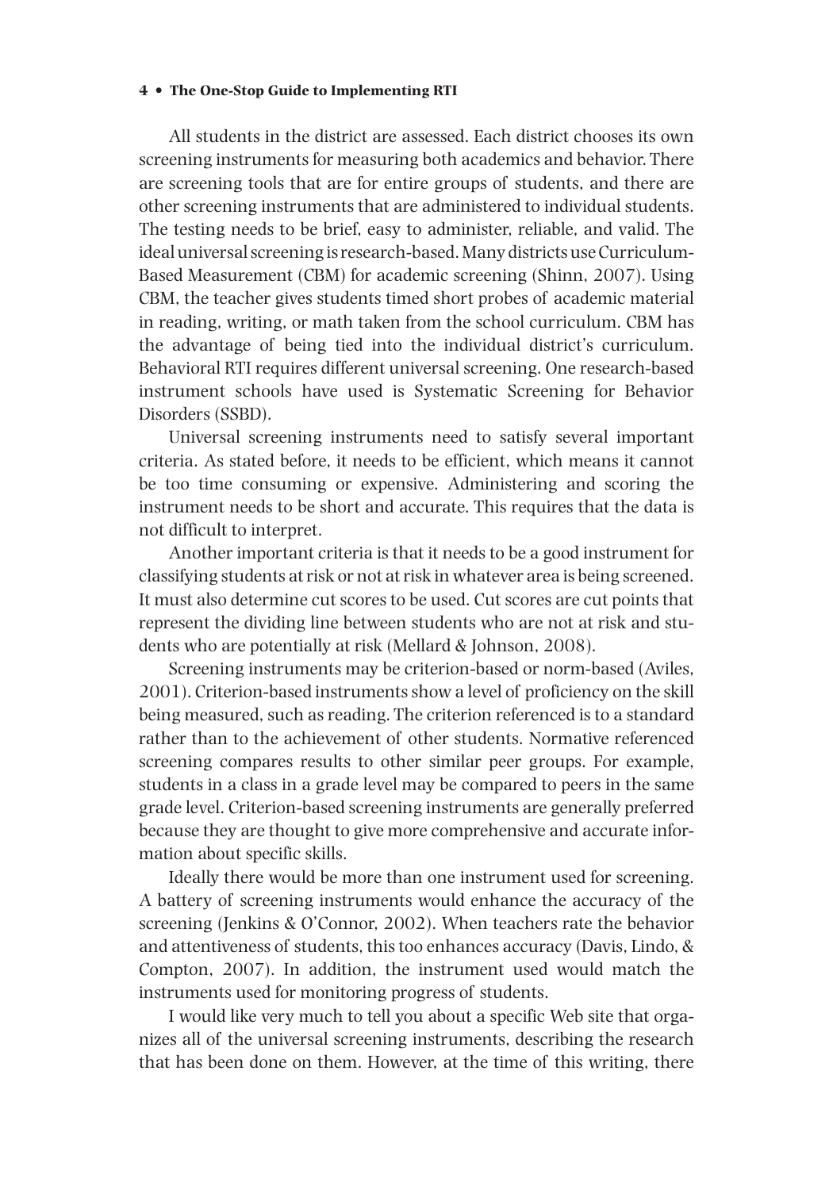All students in the district are assessed. Each district chooses its own screening instruments for measuring both academics and behavior. There are screening tools that are for entire groups of students, and there are other screening instruments that are administered to individual students. The testing needs to be brief, easy to administer, reliable, and valid. The ideal universal screening is research-based. Many districts use Curriculum-Based Measurement (CBM) for academic screening (Shinn, 2007). Using CBM, the teacher gives students timed short probes of academic material in reading, writing, or math taken from the school curriculum. CBM has the advantage of being tied into the individual district's curriculum. Behavioral RTI requires different universal screening. One research-based instrument schools have used is Systematic Screening for Behavior Disorders (SSBD).

Universal screening instruments need to satisfy several important criteria. As stated before, it needs to be efficient, which means it cannot be too time consuming or expensive. Administering and scoring the instrument needs to be short and accurate. This requires that the data is not difficult to interpret.

Another important criteria is that it needs to be a good instrument for classifying students at risk or not at risk in whatever area is being screened. It must also determine cut scores to be used. Cut scores are cut points that represent the dividing line between students who are not at risk and students who are potentially at risk (Mellard & Johnson, 2008).

Screening instruments may be criterion-based or norm-based (Aviles, 2001). Criterion-based instruments show a level of proficiency on the skill being measured, such as reading. The criterion referenced is to a standard rather than to the achievement of other students. Normative referenced screening compares results to other similar peer groups. For example, students in a class in a grade level may be compared to peers in the same grade level. Criterion-based screening instruments are generally preferred because they are thought to give more comprehensive and accurate information about specific skills.

Ideally there would be more than one instrument used for screening. A battery of screening instruments would enhance the accuracy of the screening (Jenkins & O'Connor, 2002). When teachers rate the behavior and attentiveness of students, this too enhances accuracy (Davis, Lindo, & Compton, 2007). In addition, the instrument used would match the instruments used for monitoring progress of students.

I would like very much to tell you about a specific Web site that organizes all of the universal screening instruments, describing the research that has been done on them. However, at the time of this writing, there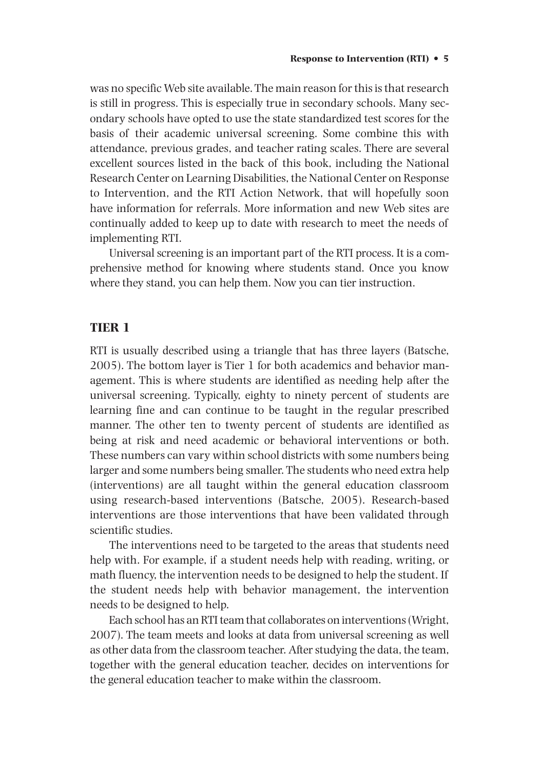was no specific Web site available. The main reason for this is that research is still in progress. This is especially true in secondary schools. Many secondary schools have opted to use the state standardized test scores for the basis of their academic universal screening. Some combine this with attendance, previous grades, and teacher rating scales. There are several excellent sources listed in the back of this book, including the National Research Center on Learning Disabilities, the National Center on Response to Intervention, and the RTI Action Network, that will hopefully soon have information for referrals. More information and new Web sites are continually added to keep up to date with research to meet the needs of implementing RTI.

Universal screening is an important part of the RTI process. It is a comprehensive method for knowing where students stand. Once you know where they stand, you can help them. Now you can tier instruction.

## TIER 1

RTI is usually described using a triangle that has three layers (Batsche, 2005). The bottom layer is Tier 1 for both academics and behavior management. This is where students are identified as needing help after the universal screening. Typically, eighty to ninety percent of students are learning fine and can continue to be taught in the regular prescribed manner. The other ten to twenty percent of students are identified as being at risk and need academic or behavioral interventions or both. These numbers can vary within school districts with some numbers being larger and some numbers being smaller. The students who need extra help (interventions) are all taught within the general education classroom using research-based interventions (Batsche, 2005). Research-based interventions are those interventions that have been validated through scientific studies.

The interventions need to be targeted to the areas that students need help with. For example, if a student needs help with reading, writing, or math fluency, the intervention needs to be designed to help the student. If the student needs help with behavior management, the intervention needs to be designed to help.

Each school has an RTI team that collaborates on interventions (Wright, 2007). The team meets and looks at data from universal screening as well as other data from the classroom teacher. After studying the data, the team, together with the general education teacher, decides on interventions for the general education teacher to make within the classroom.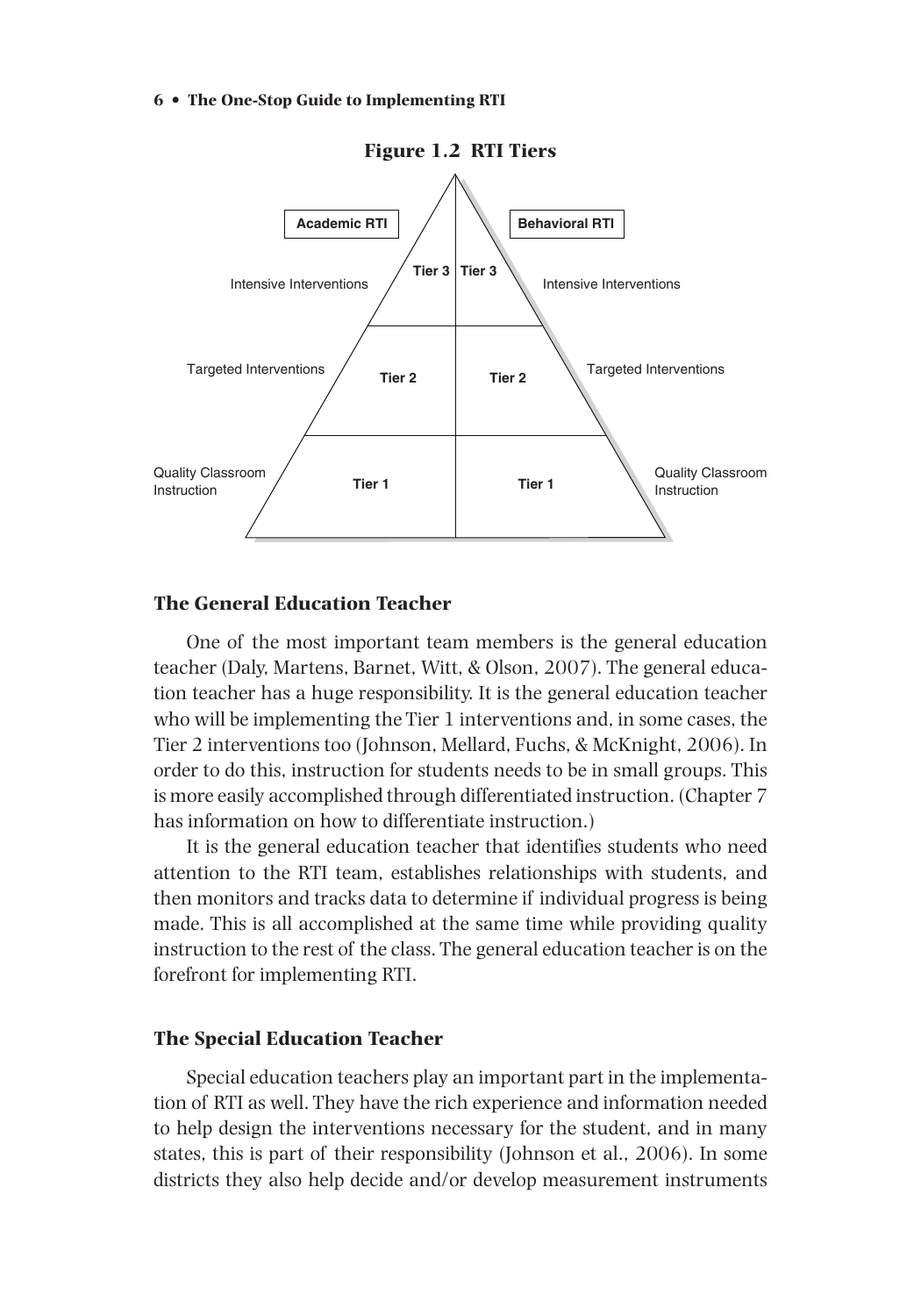**Figure 1.2 RTI Tiers**

| Academic RTI | | | Behavioral RTI |
|---|---|---|---|
| Intensive Interventions | Tier 3 | Tier 3 | Intensive Interventions |
| Targeted Interventions | Tier 2 | Tier 2 | Targeted Interventions |
| Quality Classroom Instruction | Tier 1 | Tier 1 | Quality Classroom Instruction |

### The General Education Teacher

One of the most important team members is the general education teacher (Daly, Martens, Barnet, Witt, & Olson, 2007). The general education teacher has a huge responsibility. It is the general education teacher who will be implementing the Tier 1 interventions and, in some cases, the Tier 2 interventions too (Johnson, Mellard, Fuchs, & McKnight, 2006). In order to do this, instruction for students needs to be in small groups. This is more easily accomplished through differentiated instruction. (Chapter 7 has information on how to differentiate instruction.)

It is the general education teacher that identifies students who need attention to the RTI team, establishes relationships with students, and then monitors and tracks data to determine if individual progress is being made. This is all accomplished at the same time while providing quality instruction to the rest of the class. The general education teacher is on the forefront for implementing RTI.

### The Special Education Teacher

Special education teachers play an important part in the implementation of RTI as well. They have the rich experience and information needed to help design the interventions necessary for the student, and in many states, this is part of their responsibility (Johnson et al., 2006). In some districts they also help decide and/or develop measurement instruments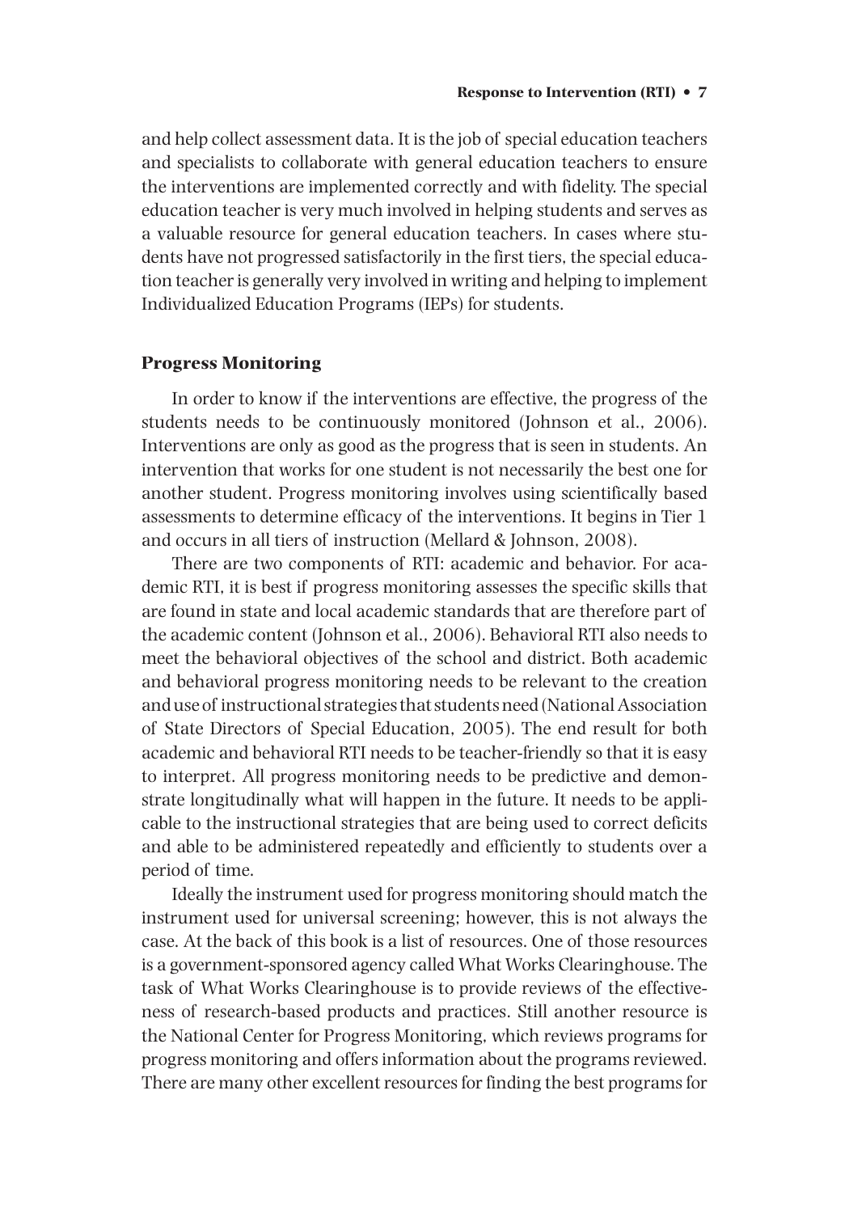and help collect assessment data. It is the job of special education teachers and specialists to collaborate with general education teachers to ensure the interventions are implemented correctly and with fidelity. The special education teacher is very much involved in helping students and serves as a valuable resource for general education teachers. In cases where students have not progressed satisfactorily in the first tiers, the special education teacher is generally very involved in writing and helping to implement Individualized Education Programs (IEPs) for students.

### Progress Monitoring

In order to know if the interventions are effective, the progress of the students needs to be continuously monitored (Johnson et al., 2006). Interventions are only as good as the progress that is seen in students. An intervention that works for one student is not necessarily the best one for another student. Progress monitoring involves using scientifically based assessments to determine efficacy of the interventions. It begins in Tier 1 and occurs in all tiers of instruction (Mellard & Johnson, 2008).

There are two components of RTI: academic and behavior. For academic RTI, it is best if progress monitoring assesses the specific skills that are found in state and local academic standards that are therefore part of the academic content (Johnson et al., 2006). Behavioral RTI also needs to meet the behavioral objectives of the school and district. Both academic and behavioral progress monitoring needs to be relevant to the creation and use of instructional strategies that students need (National Association of State Directors of Special Education, 2005). The end result for both academic and behavioral RTI needs to be teacher-friendly so that it is easy to interpret. All progress monitoring needs to be predictive and demonstrate longitudinally what will happen in the future. It needs to be applicable to the instructional strategies that are being used to correct deficits and able to be administered repeatedly and efficiently to students over a period of time.

Ideally the instrument used for progress monitoring should match the instrument used for universal screening; however, this is not always the case. At the back of this book is a list of resources. One of those resources is a government-sponsored agency called What Works Clearinghouse. The task of What Works Clearinghouse is to provide reviews of the effectiveness of research-based products and practices. Still another resource is the National Center for Progress Monitoring, which reviews programs for progress monitoring and offers information about the programs reviewed. There are many other excellent resources for finding the best programs for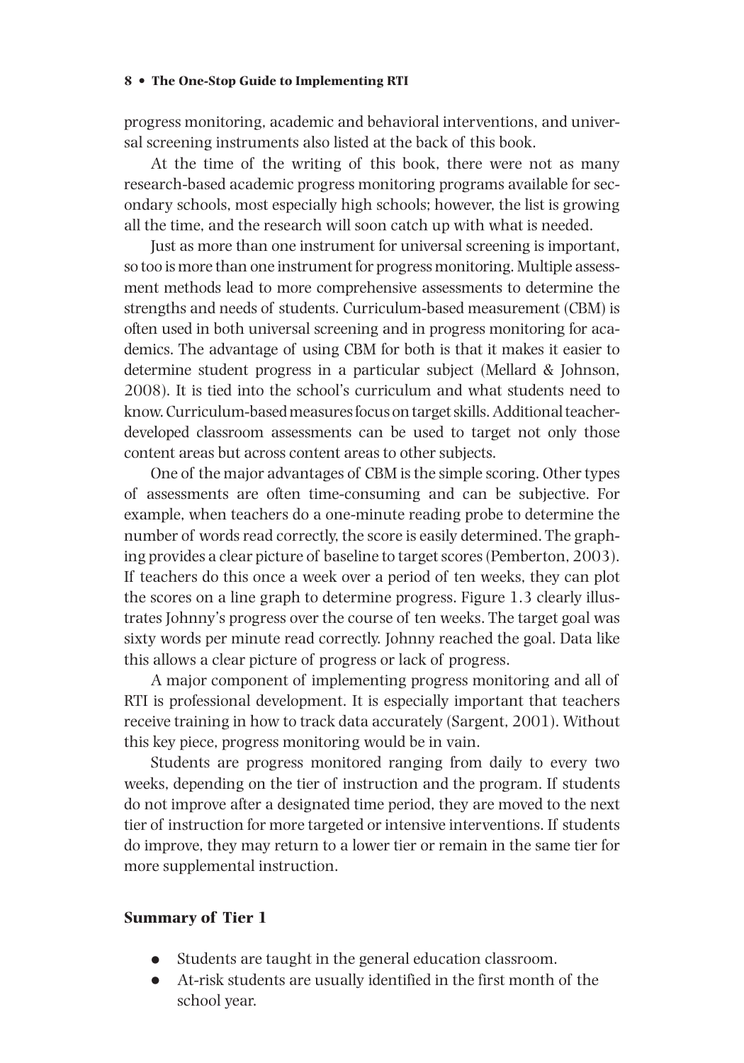progress monitoring, academic and behavioral interventions, and universal screening instruments also listed at the back of this book.

At the time of the writing of this book, there were not as many research-based academic progress monitoring programs available for secondary schools, most especially high schools; however, the list is growing all the time, and the research will soon catch up with what is needed.

Just as more than one instrument for universal screening is important, so too is more than one instrument for progress monitoring. Multiple assessment methods lead to more comprehensive assessments to determine the strengths and needs of students. Curriculum-based measurement (CBM) is often used in both universal screening and in progress monitoring for academics. The advantage of using CBM for both is that it makes it easier to determine student progress in a particular subject (Mellard & Johnson, 2008). It is tied into the school's curriculum and what students need to know. Curriculum-based measures focus on target skills. Additional teacher-developed classroom assessments can be used to target not only those content areas but across content areas to other subjects.

One of the major advantages of CBM is the simple scoring. Other types of assessments are often time-consuming and can be subjective. For example, when teachers do a one-minute reading probe to determine the number of words read correctly, the score is easily determined. The graphing provides a clear picture of baseline to target scores (Pemberton, 2003). If teachers do this once a week over a period of ten weeks, they can plot the scores on a line graph to determine progress. Figure 1.3 clearly illustrates Johnny's progress over the course of ten weeks. The target goal was sixty words per minute read correctly. Johnny reached the goal. Data like this allows a clear picture of progress or lack of progress.

A major component of implementing progress monitoring and all of RTI is professional development. It is especially important that teachers receive training in how to track data accurately (Sargent, 2001). Without this key piece, progress monitoring would be in vain.

Students are progress monitored ranging from daily to every two weeks, depending on the tier of instruction and the program. If students do not improve after a designated time period, they are moved to the next tier of instruction for more targeted or intensive interventions. If students do improve, they may return to a lower tier or remain in the same tier for more supplemental instruction.

### Summary of Tier 1

- Students are taught in the general education classroom.
- At-risk students are usually identified in the first month of the school year.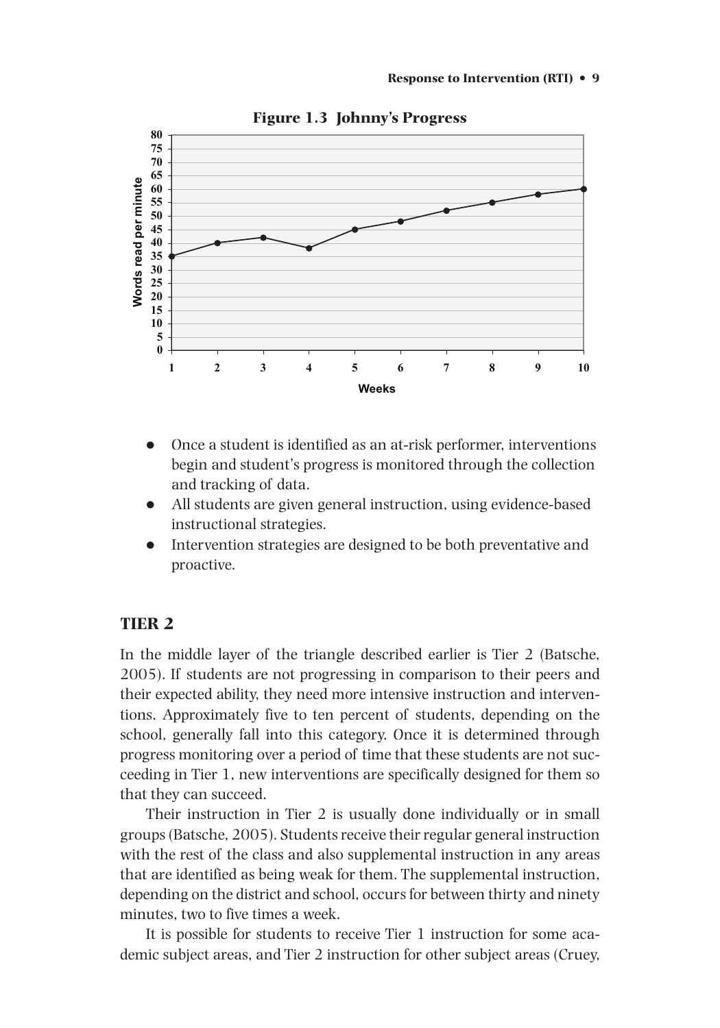**Figure 1.3 Johnny's Progress**

- Once a student is identified as an at-risk performer, interventions begin and student's progress is monitored through the collection and tracking of data.
- All students are given general instruction, using evidence-based instructional strategies.
- Intervention strategies are designed to be both preventative and proactive.

## TIER 2

In the middle layer of the triangle described earlier is Tier 2 (Batsche, 2005). If students are not progressing in comparison to their peers and their expected ability, they need more intensive instruction and interventions. Approximately five to ten percent of students, depending on the school, generally fall into this category. Once it is determined through progress monitoring over a period of time that these students are not succeeding in Tier 1, new interventions are specifically designed for them so that they can succeed.

Their instruction in Tier 2 is usually done individually or in small groups (Batsche, 2005). Students receive their regular general instruction with the rest of the class and also supplemental instruction in any areas that are identified as being weak for them. The supplemental instruction, depending on the district and school, occurs for between thirty and ninety minutes, two to five times a week.

It is possible for students to receive Tier 1 instruction for some academic subject areas, and Tier 2 instruction for other subject areas (Cruey,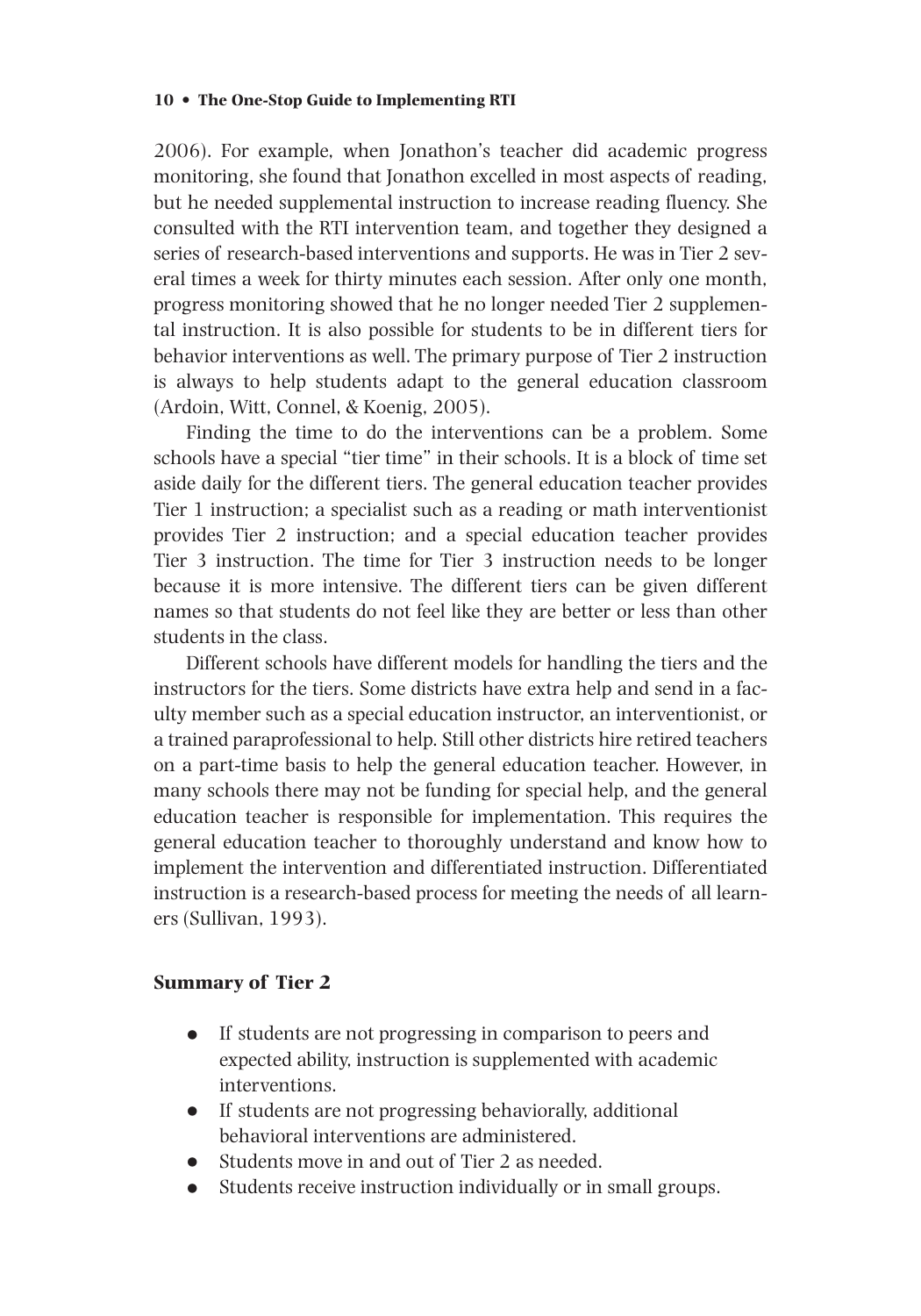2006). For example, when Jonathon's teacher did academic progress monitoring, she found that Jonathon excelled in most aspects of reading, but he needed supplemental instruction to increase reading fluency. She consulted with the RTI intervention team, and together they designed a series of research-based interventions and supports. He was in Tier 2 several times a week for thirty minutes each session. After only one month, progress monitoring showed that he no longer needed Tier 2 supplemental instruction. It is also possible for students to be in different tiers for behavior interventions as well. The primary purpose of Tier 2 instruction is always to help students adapt to the general education classroom (Ardoin, Witt, Connel, & Koenig, 2005).

Finding the time to do the interventions can be a problem. Some schools have a special "tier time" in their schools. It is a block of time set aside daily for the different tiers. The general education teacher provides Tier 1 instruction; a specialist such as a reading or math interventionist provides Tier 2 instruction; and a special education teacher provides Tier 3 instruction. The time for Tier 3 instruction needs to be longer because it is more intensive. The different tiers can be given different names so that students do not feel like they are better or less than other students in the class.

Different schools have different models for handling the tiers and the instructors for the tiers. Some districts have extra help and send in a faculty member such as a special education instructor, an interventionist, or a trained paraprofessional to help. Still other districts hire retired teachers on a part-time basis to help the general education teacher. However, in many schools there may not be funding for special help, and the general education teacher is responsible for implementation. This requires the general education teacher to thoroughly understand and know how to implement the intervention and differentiated instruction. Differentiated instruction is a research-based process for meeting the needs of all learners (Sullivan, 1993).

### Summary of Tier 2

- If students are not progressing in comparison to peers and expected ability, instruction is supplemented with academic interventions.
- If students are not progressing behaviorally, additional behavioral interventions are administered.
- Students move in and out of Tier 2 as needed.
- Students receive instruction individually or in small groups.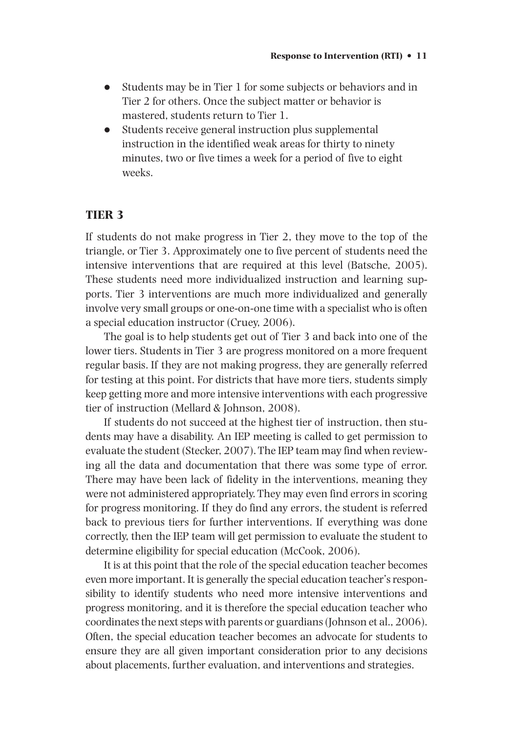- Students may be in Tier 1 for some subjects or behaviors and in Tier 2 for others. Once the subject matter or behavior is mastered, students return to Tier 1.
- Students receive general instruction plus supplemental instruction in the identified weak areas for thirty to ninety minutes, two or five times a week for a period of five to eight weeks.

## TIER 3

If students do not make progress in Tier 2, they move to the top of the triangle, or Tier 3. Approximately one to five percent of students need the intensive interventions that are required at this level (Batsche, 2005). These students need more individualized instruction and learning supports. Tier 3 interventions are much more individualized and generally involve very small groups or one-on-one time with a specialist who is often a special education instructor (Cruey, 2006).

The goal is to help students get out of Tier 3 and back into one of the lower tiers. Students in Tier 3 are progress monitored on a more frequent regular basis. If they are not making progress, they are generally referred for testing at this point. For districts that have more tiers, students simply keep getting more and more intensive interventions with each progressive tier of instruction (Mellard & Johnson, 2008).

If students do not succeed at the highest tier of instruction, then students may have a disability. An IEP meeting is called to get permission to evaluate the student (Stecker, 2007). The IEP team may find when reviewing all the data and documentation that there was some type of error. There may have been lack of fidelity in the interventions, meaning they were not administered appropriately. They may even find errors in scoring for progress monitoring. If they do find any errors, the student is referred back to previous tiers for further interventions. If everything was done correctly, then the IEP team will get permission to evaluate the student to determine eligibility for special education (McCook, 2006).

It is at this point that the role of the special education teacher becomes even more important. It is generally the special education teacher's responsibility to identify students who need more intensive interventions and progress monitoring, and it is therefore the special education teacher who coordinates the next steps with parents or guardians (Johnson et al., 2006). Often, the special education teacher becomes an advocate for students to ensure they are all given important consideration prior to any decisions about placements, further evaluation, and interventions and strategies.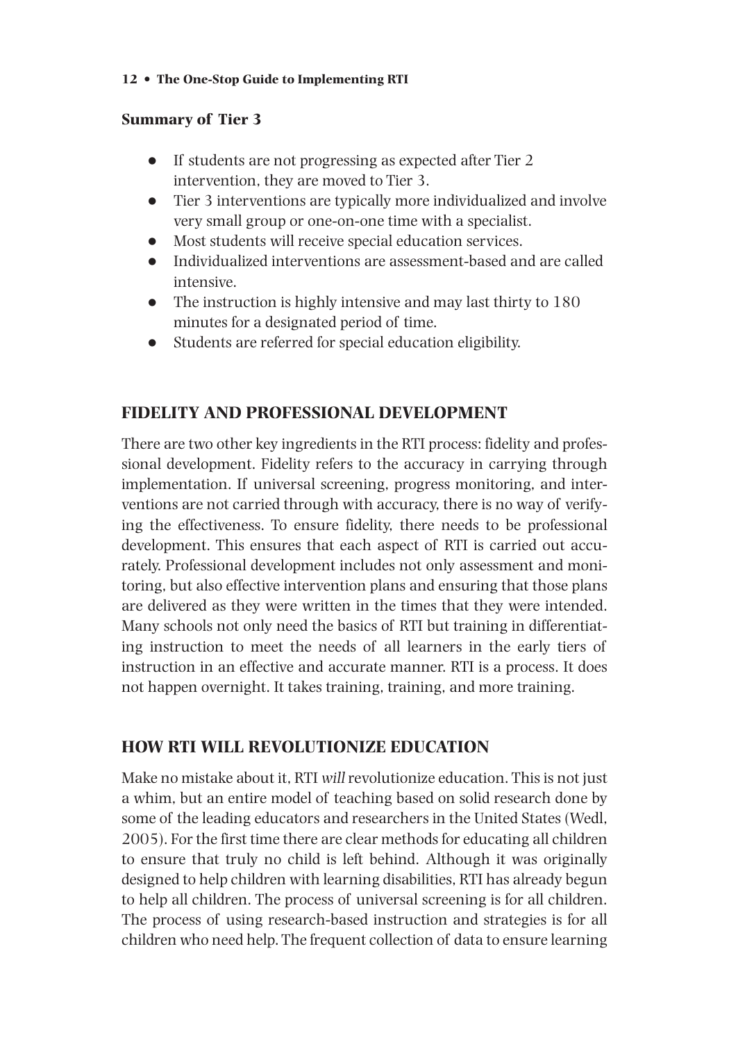### Summary of Tier 3

- If students are not progressing as expected after Tier 2 intervention, they are moved to Tier 3.
- Tier 3 interventions are typically more individualized and involve very small group or one-on-one time with a specialist.
- Most students will receive special education services.
- Individualized interventions are assessment-based and are called intensive.
- The instruction is highly intensive and may last thirty to 180 minutes for a designated period of time.
- Students are referred for special education eligibility.

## FIDELITY AND PROFESSIONAL DEVELOPMENT

There are two other key ingredients in the RTI process: fidelity and professional development. Fidelity refers to the accuracy in carrying through implementation. If universal screening, progress monitoring, and interventions are not carried through with accuracy, there is no way of verifying the effectiveness. To ensure fidelity, there needs to be professional development. This ensures that each aspect of RTI is carried out accurately. Professional development includes not only assessment and monitoring, but also effective intervention plans and ensuring that those plans are delivered as they were written in the times that they were intended. Many schools not only need the basics of RTI but training in differentiating instruction to meet the needs of all learners in the early tiers of instruction in an effective and accurate manner. RTI is a process. It does not happen overnight. It takes training, training, and more training.

## HOW RTI WILL REVOLUTIONIZE EDUCATION

Make no mistake about it, RTI *will* revolutionize education. This is not just a whim, but an entire model of teaching based on solid research done by some of the leading educators and researchers in the United States (Wedl, 2005). For the first time there are clear methods for educating all children to ensure that truly no child is left behind. Although it was originally designed to help children with learning disabilities, RTI has already begun to help all children. The process of universal screening is for all children. The process of using research-based instruction and strategies is for all children who need help. The frequent collection of data to ensure learning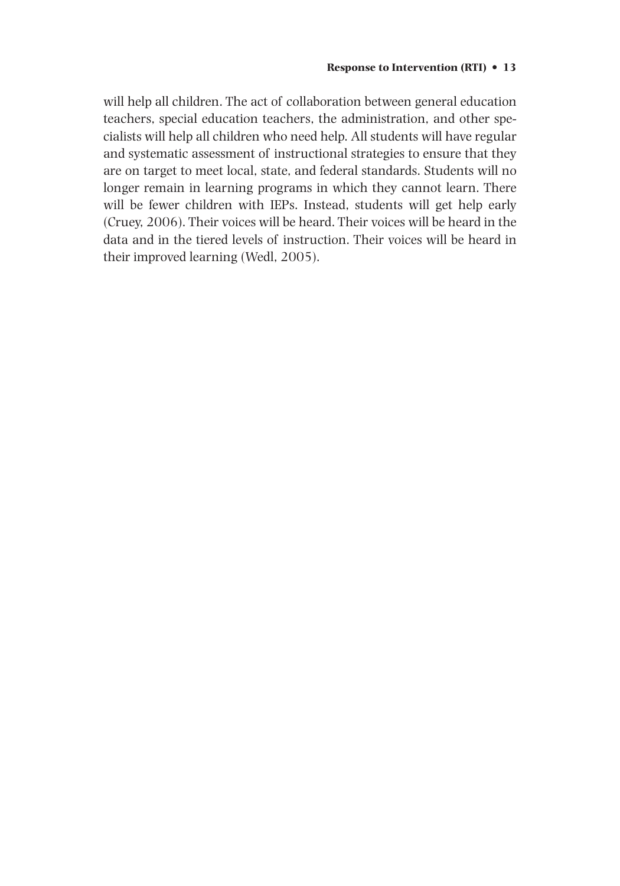will help all children. The act of collaboration between general education teachers, special education teachers, the administration, and other specialists will help all children who need help. All students will have regular and systematic assessment of instructional strategies to ensure that they are on target to meet local, state, and federal standards. Students will no longer remain in learning programs in which they cannot learn. There will be fewer children with IEPs. Instead, students will get help early (Cruey, 2006). Their voices will be heard. Their voices will be heard in the data and in the tiered levels of instruction. Their voices will be heard in their improved learning (Wedl, 2005).